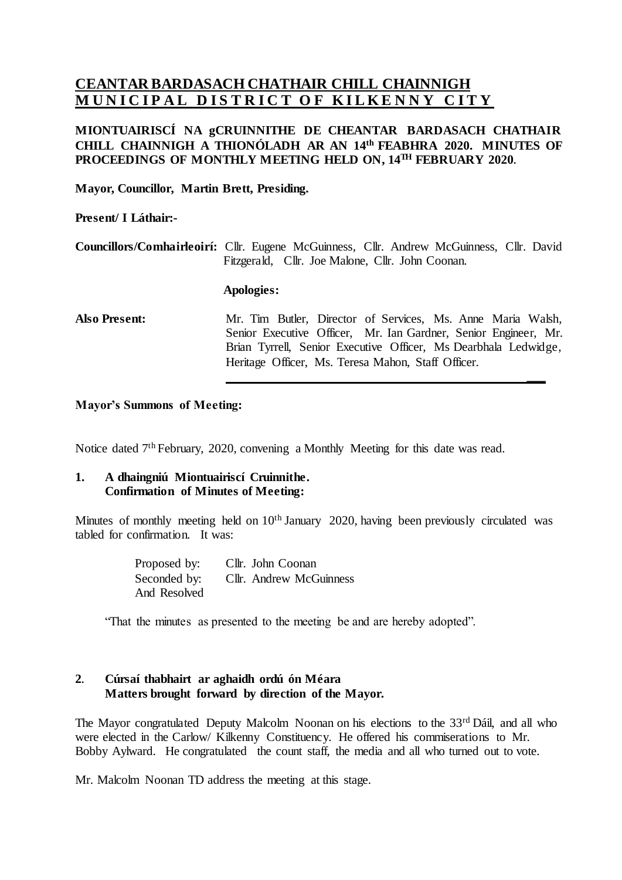# CEANTAR BARDASACH CHATHAIR CHILL CHAINNIGH
# MUNICIPAL DISTRICT OF KILKENNY CITY

**MIONTUAIRISCÍ NA gCRUINNITHE DE CHEANTAR BARDASACH CHATHAIR CHILL CHAINNIGH A THIONÓLADH AR AN 14th FEABHRA 2020. MINUTES OF PROCEEDINGS OF MONTHLY MEETING HELD ON, 14TH FEBRUARY 2020.**

**Mayor, Councillor, Martin Brett, Presiding.**

**Present/ I Láthair:-**

**Councillors/Comhairleoirí:** Cllr. Eugene McGuinness, Cllr. Andrew McGuinness, Cllr. David Fitzgerald, Cllr. Joe Malone, Cllr. John Coonan.

**Apologies:**

**Also Present:** Mr. Tim Butler, Director of Services, Ms. Anne Maria Walsh, Senior Executive Officer, Mr. Ian Gardner, Senior Engineer, Mr. Brian Tyrrell, Senior Executive Officer, Ms Dearbhala Ledwidge, Heritage Officer, Ms. Teresa Mahon, Staff Officer.

---

**Mayor's Summons of Meeting:**

Notice dated 7th February, 2020, convening a Monthly Meeting for this date was read.

**1. A dhaingniú Miontuairiscí Cruinnithe.**
**Confirmation of Minutes of Meeting:**

Minutes of monthly meeting held on 10th January 2020, having been previously circulated was tabled for confirmation. It was:

Proposed by: Cllr. John Coonan
Seconded by: Cllr. Andrew McGuinness
And Resolved

"That the minutes as presented to the meeting be and are hereby adopted".

**2. Cúrsaí thabhairt ar aghaidh ordú ón Méara**
**Matters brought forward by direction of the Mayor.**

The Mayor congratulated Deputy Malcolm Noonan on his elections to the 33rd Dáil, and all who were elected in the Carlow/ Kilkenny Constituency. He offered his commiserations to Mr. Bobby Aylward. He congratulated the count staff, the media and all who turned out to vote.

Mr. Malcolm Noonan TD address the meeting at this stage.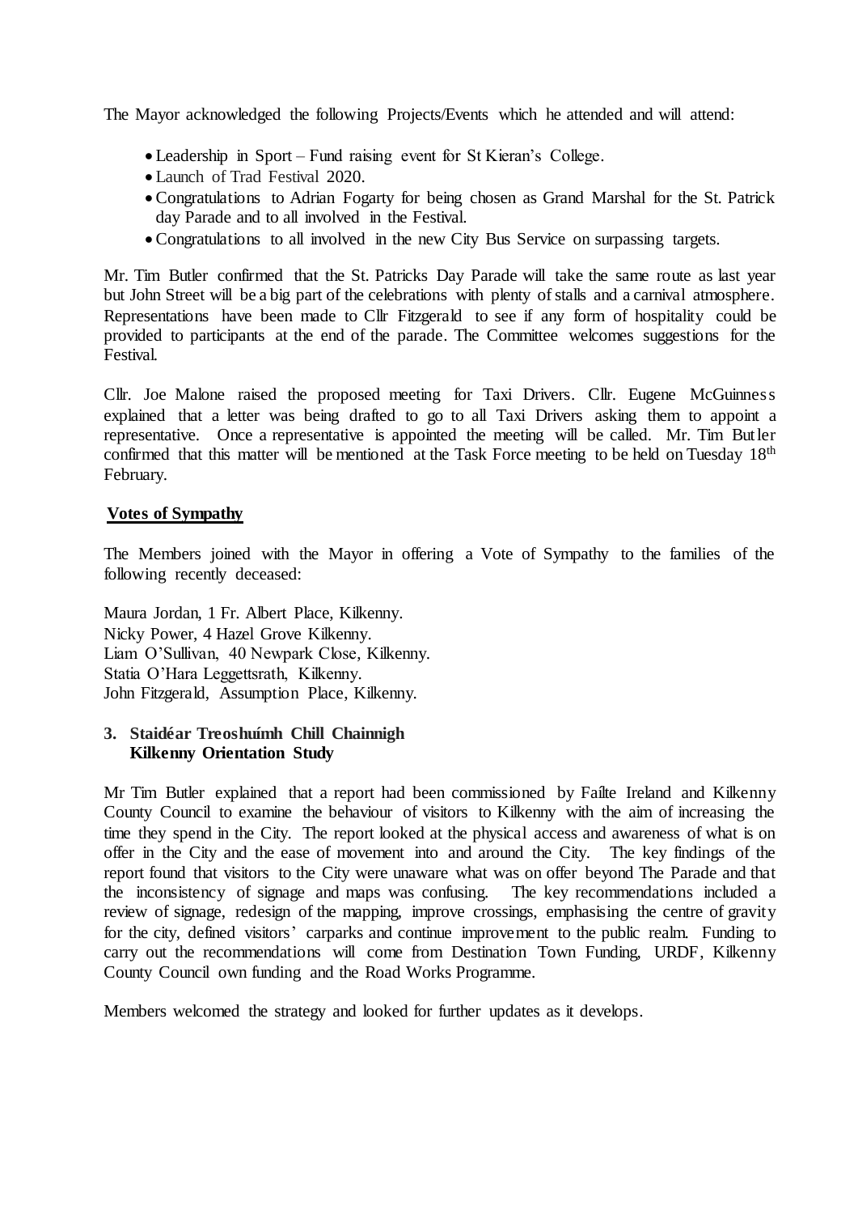The Mayor acknowledged the following Projects/Events which he attended and will attend:

- Leadership in Sport – Fund raising event for St Kieran's College.
- Launch of Trad Festival 2020.
- Congratulations to Adrian Fogarty for being chosen as Grand Marshal for the St. Patrick day Parade and to all involved in the Festival.
- Congratulations to all involved in the new City Bus Service on surpassing targets.

Mr. Tim Butler confirmed that the St. Patricks Day Parade will take the same route as last year but John Street will be a big part of the celebrations with plenty of stalls and a carnival atmosphere. Representations have been made to Cllr Fitzgerald to see if any form of hospitality could be provided to participants at the end of the parade. The Committee welcomes suggestions for the Festival.

Cllr. Joe Malone raised the proposed meeting for Taxi Drivers. Cllr. Eugene McGuinness explained that a letter was being drafted to go to all Taxi Drivers asking them to appoint a representative. Once a representative is appointed the meeting will be called. Mr. Tim Butler confirmed that this matter will be mentioned at the Task Force meeting to be held on Tuesday 18th February.

**Votes of Sympathy**

The Members joined with the Mayor in offering a Vote of Sympathy to the families of the following recently deceased:

Maura Jordan, 1 Fr. Albert Place, Kilkenny.
Nicky Power, 4 Hazel Grove Kilkenny.
Liam O'Sullivan, 40 Newpark Close, Kilkenny.
Statia O'Hara Leggettsrath, Kilkenny.
John Fitzgerald, Assumption Place, Kilkenny.

**3. Staidéar Treoshuímh Chill Chainnigh**
**Kilkenny Orientation Study**

Mr Tim Butler explained that a report had been commissioned by Faílte Ireland and Kilkenny County Council to examine the behaviour of visitors to Kilkenny with the aim of increasing the time they spend in the City. The report looked at the physical access and awareness of what is on offer in the City and the ease of movement into and around the City. The key findings of the report found that visitors to the City were unaware what was on offer beyond The Parade and that the inconsistency of signage and maps was confusing. The key recommendations included a review of signage, redesign of the mapping, improve crossings, emphasising the centre of gravity for the city, defined visitors' carparks and continue improvement to the public realm. Funding to carry out the recommendations will come from Destination Town Funding, URDF, Kilkenny County Council own funding and the Road Works Programme.

Members welcomed the strategy and looked for further updates as it develops.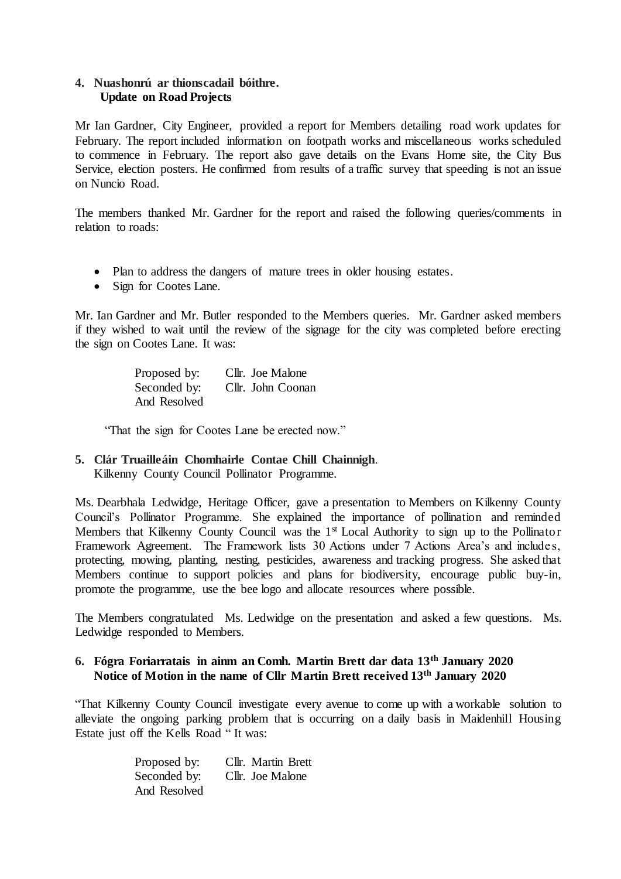**4. Nuashonrú ar thionscadail bóithre.**
**Update on Road Projects**

Mr Ian Gardner, City Engineer, provided a report for Members detailing road work updates for February. The report included information on footpath works and miscellaneous works scheduled to commence in February. The report also gave details on the Evans Home site, the City Bus Service, election posters. He confirmed from results of a traffic survey that speeding is not an issue on Nuncio Road.

The members thanked Mr. Gardner for the report and raised the following queries/comments in relation to roads:

- Plan to address the dangers of mature trees in older housing estates.
- Sign for Cootes Lane.

Mr. Ian Gardner and Mr. Butler responded to the Members queries. Mr. Gardner asked members if they wished to wait until the review of the signage for the city was completed before erecting the sign on Cootes Lane. It was:

Proposed by: Cllr. Joe Malone
Seconded by: Cllr. John Coonan
And Resolved

"That the sign for Cootes Lane be erected now."

**5. Clár Truailleáin Chomhairle Contae Chill Chainnigh**.
Kilkenny County Council Pollinator Programme.

Ms. Dearbhala Ledwidge, Heritage Officer, gave a presentation to Members on Kilkenny County Council's Pollinator Programme. She explained the importance of pollination and reminded Members that Kilkenny County Council was the 1st Local Authority to sign up to the Pollinator Framework Agreement. The Framework lists 30 Actions under 7 Actions Area's and includes, protecting, mowing, planting, nesting, pesticides, awareness and tracking progress. She asked that Members continue to support policies and plans for biodiversity, encourage public buy-in, promote the programme, use the bee logo and allocate resources where possible.

The Members congratulated Ms. Ledwidge on the presentation and asked a few questions. Ms. Ledwidge responded to Members.

**6. Fógra Foriarratais in ainm an Comh. Martin Brett dar data 13th January 2020**
**Notice of Motion in the name of Cllr Martin Brett received 13th January 2020**

"That Kilkenny County Council investigate every avenue to come up with a workable solution to alleviate the ongoing parking problem that is occurring on a daily basis in Maidenhill Housing Estate just off the Kells Road " It was:

Proposed by: Cllr. Martin Brett
Seconded by: Cllr. Joe Malone
And Resolved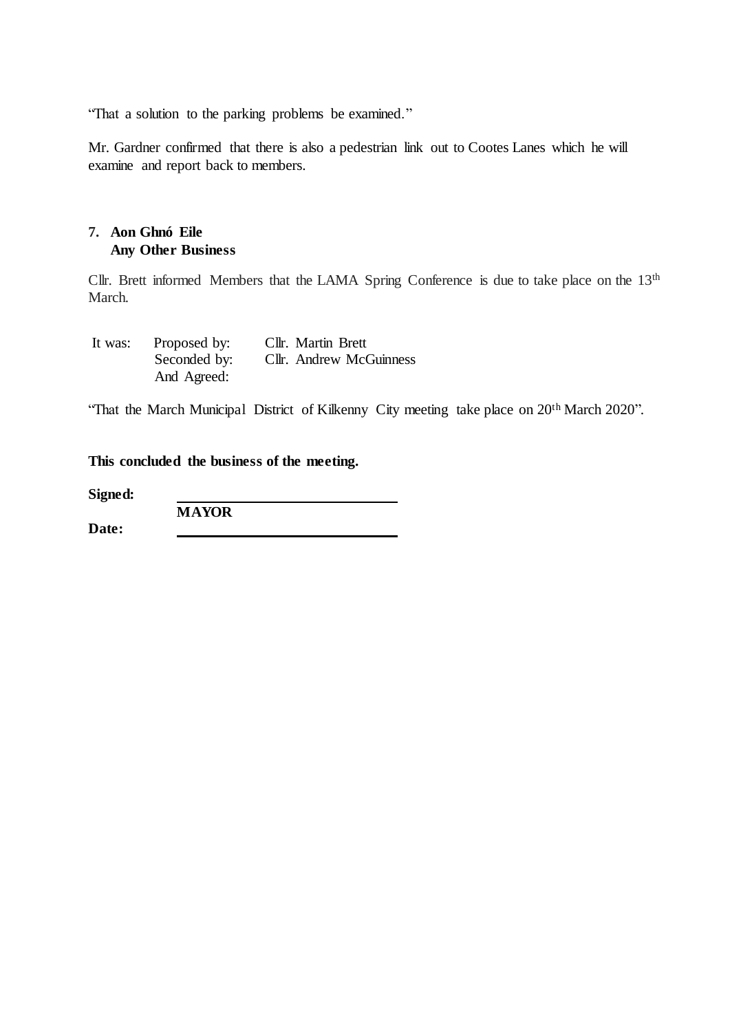"That a solution to the parking problems be examined."

Mr. Gardner confirmed that there is also a pedestrian link out to Cootes Lanes which he will examine and report back to members.

**7. Aon Ghnó Eile**
**Any Other Business**

Cllr. Brett informed Members that the LAMA Spring Conference is due to take place on the 13th March.

| | | |
|---|---|---|
| It was: | Proposed by: | Cllr. Martin Brett |
| | Seconded by: | Cllr. Andrew McGuinness |
| | And Agreed: | |

"That the March Municipal District of Kilkenny City meeting take place on 20th March 2020".

**This concluded the business of the meeting.**

**Signed:** ______________________________
**MAYOR**

**Date:** ______________________________